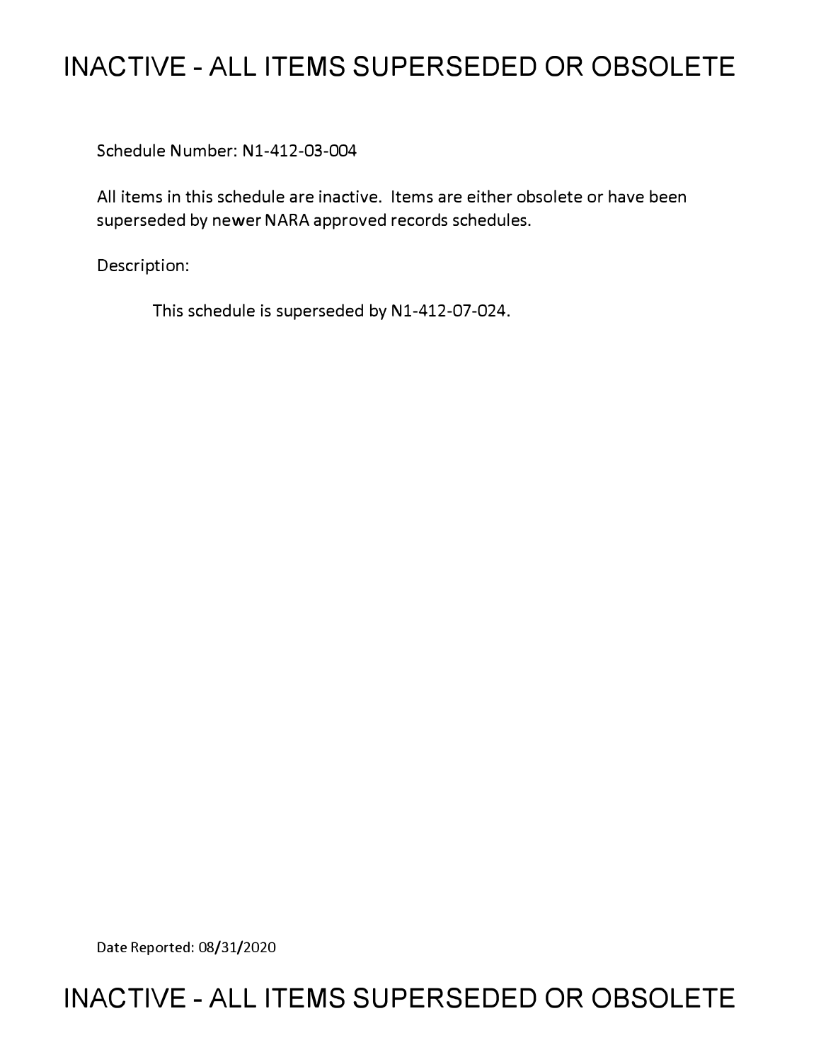# INACTIVE - ALL ITEMS SUPERSEDED OR OBSOLETE

Schedule Number: N1-412-03-004

All items in this schedule are inactive. Items are either obsolete or have been superseded by newer NARA approved records schedules.

Description:

This schedule is superseded by N1-412-07-024.

Date Reported: 08/31/2020

# INACTIVE - ALL ITEMS SUPERSEDED OR OBSOLETE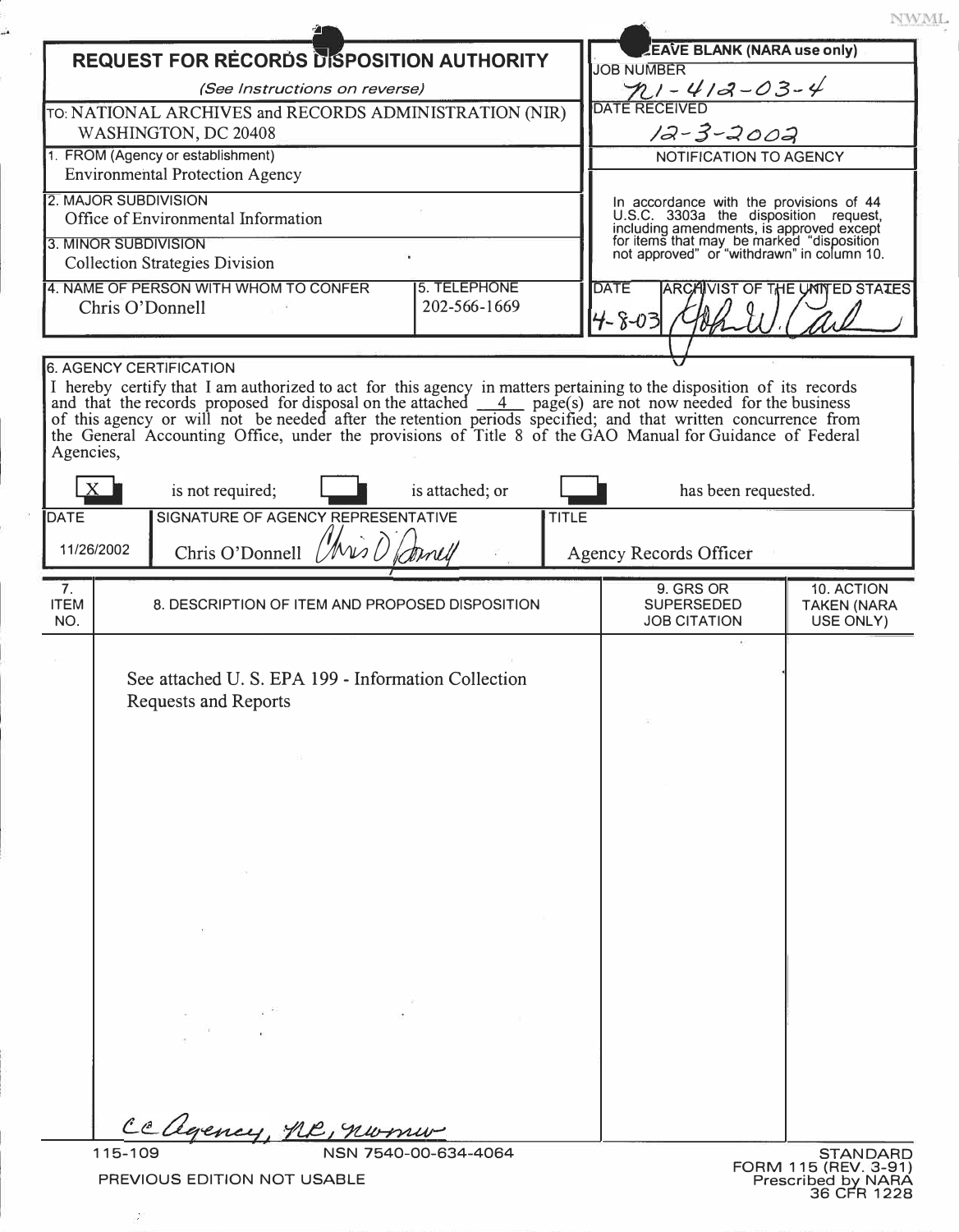NWML

# REQUEST FOR RECORDS DISPOSITION AUTHORITY

*(See Instructions on reverse)*

TO: NATIONAL ARCHIVES and RECORDS ADMINISTRATION (NIR) WASHINGTON, DC 20408

| | |
|---|---|
| **LEAVE BLANK (NARA use only)** | |
| JOB NUMBER | N1-412-03-4 |
| DATE RECEIVED | 12-3-2002 |

1. FROM (Agency or establishment)
   Environmental Protection Agency

2. MAJOR SUBDIVISION
   Office of Environmental Information

3. MINOR SUBDIVISION
   Collection Strategies Division

4. NAME OF PERSON WITH WHOM TO CONFER
   Chris O'Donnell

5. TELEPHONE
   202-566-1669

**NOTIFICATION TO AGENCY**

In accordance with the provisions of 44 U.S.C. 3303a the disposition request, including amendments, is approved except for items that may be marked "disposition not approved" or "withdrawn" in column 10.

DATE: 4-8-03
ARCHIVIST OF THE UNITED STATES: [signature]

6. AGENCY CERTIFICATION

I hereby certify that I am authorized to act for this agency in matters pertaining to the disposition of its records and that the records proposed for disposal on the attached 4 page(s) are not now needed for the business of this agency or will not be needed after the retention periods specified; and that written concurrence from the General Accounting Office, under the provisions of Title 8 of the GAO Manual for Guidance of Federal Agencies,

[X] is not required; [ ] is attached; or [ ] has been requested.

| DATE | SIGNATURE OF AGENCY REPRESENTATIVE | TITLE |
|---|---|---|
| 11/26/2002 | Chris O'Donnell [signature] | Agency Records Officer |

| 7. ITEM NO. | 8. DESCRIPTION OF ITEM AND PROPOSED DISPOSITION | 9. GRS OR SUPERSEDED JOB CITATION | 10. ACTION TAKEN (NARA USE ONLY) |
|---|---|---|---|
| | See attached U. S. EPA 199 - Information Collection Requests and Reports | | |

cc Agency, NR, NWMW

115-109 NSN 7540-00-634-4064

PREVIOUS EDITION NOT USABLE

STANDARD FORM 115 (REV. 3-91)
Prescribed by NARA
36 CFR 1228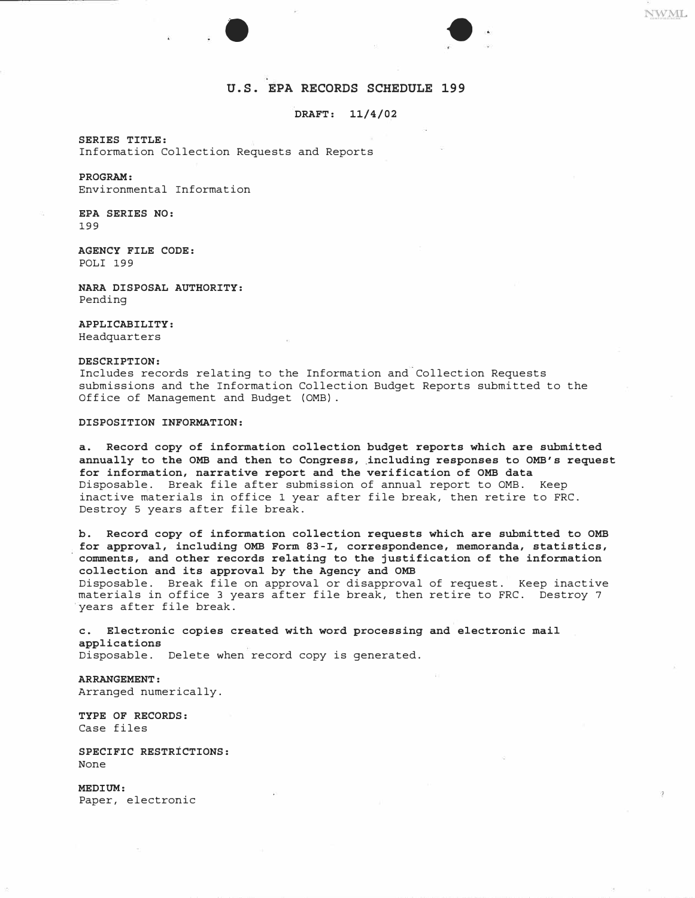# U.S. EPA RECORDS SCHEDULE 199

**DRAFT: 11/4/02**

**SERIES TITLE:**
Information Collection Requests and Reports

**PROGRAM:**
Environmental Information

**EPA SERIES NO:**
199

**AGENCY FILE CODE:**
POLI 199

**NARA DISPOSAL AUTHORITY:**
Pending

**APPLICABILITY:**
Headquarters

**DESCRIPTION:**
Includes records relating to the Information and Collection Requests submissions and the Information Collection Budget Reports submitted to the Office of Management and Budget (OMB).

**DISPOSITION INFORMATION:**

**a. Record copy of information collection budget reports which are submitted annually to the OMB and then to Congress, including responses to OMB's request for information, narrative report and the verification of OMB data**
Disposable. Break file after submission of annual report to OMB. Keep inactive materials in office 1 year after file break, then retire to FRC. Destroy 5 years after file break.

**b. Record copy of information collection requests which are submitted to OMB for approval, including OMB Form 83-I, correspondence, memoranda, statistics, comments, and other records relating to the justification of the information collection and its approval by the Agency and OMB**
Disposable. Break file on approval or disapproval of request. Keep inactive materials in office 3 years after file break, then retire to FRC. Destroy 7 years after file break.

**c. Electronic copies created with word processing and electronic mail applications**
Disposable. Delete when record copy is generated.

**ARRANGEMENT:**
Arranged numerically.

**TYPE OF RECORDS:**
Case files

**SPECIFIC RESTRICTIONS:**
None

**MEDIUM:**
Paper, electronic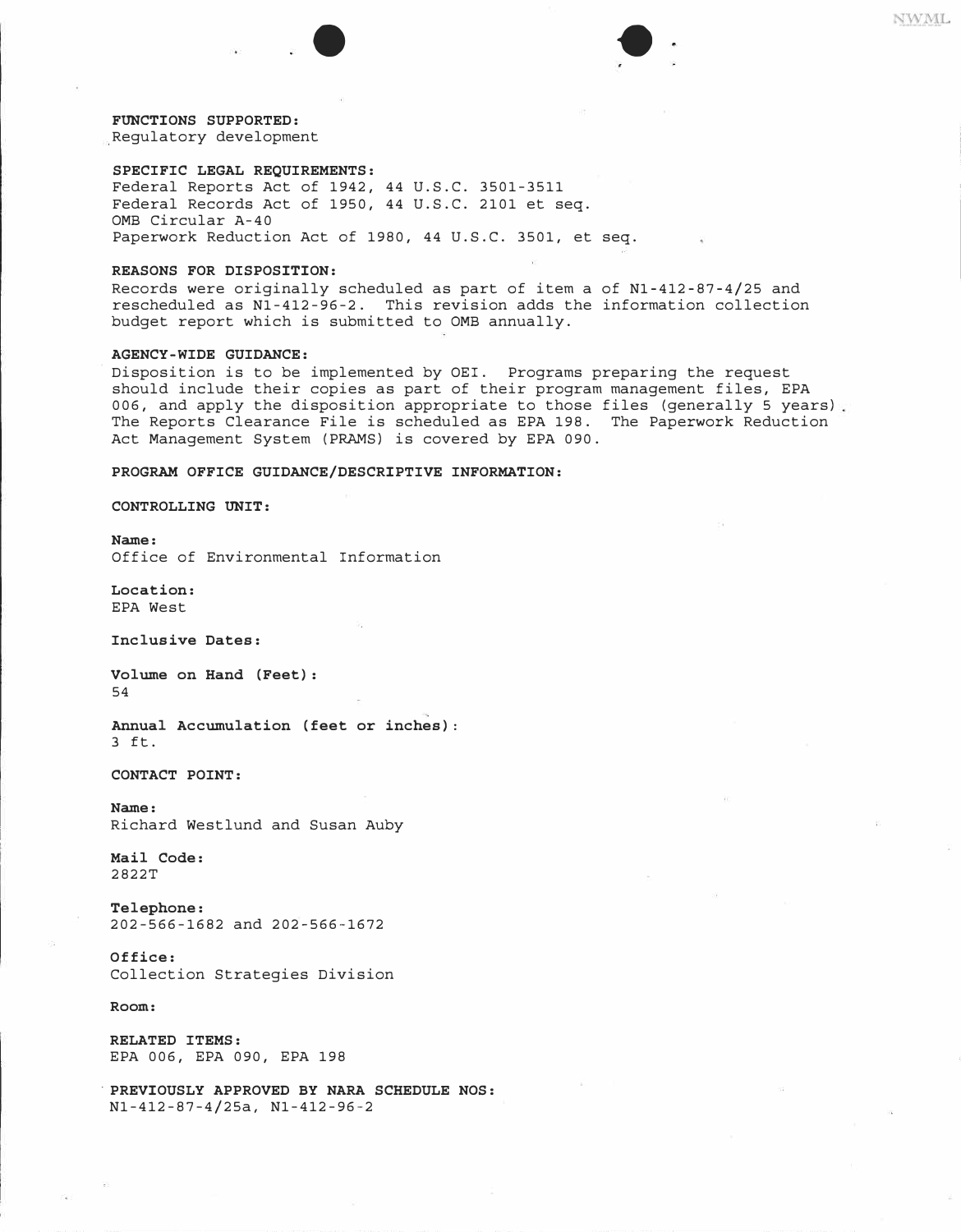**FUNCTIONS SUPPORTED:**
Regulatory development

**SPECIFIC LEGAL REQUIREMENTS:**
Federal Reports Act of 1942, 44 U.S.C. 3501-3511
Federal Records Act of 1950, 44 U.S.C. 2101 et seq.
OMB Circular A-40
Paperwork Reduction Act of 1980, 44 U.S.C. 3501, et seq.

**REASONS FOR DISPOSITION:**
Records were originally scheduled as part of item a of N1-412-87-4/25 and rescheduled as N1-412-96-2. This revision adds the information collection budget report which is submitted to OMB annually.

**AGENCY-WIDE GUIDANCE:**
Disposition is to be implemented by OEI. Programs preparing the request should include their copies as part of their program management files, EPA 006, and apply the disposition appropriate to those files (generally 5 years). The Reports Clearance File is scheduled as EPA 198. The Paperwork Reduction Act Management System (PRAMS) is covered by EPA 090.

**PROGRAM OFFICE GUIDANCE/DESCRIPTIVE INFORMATION:**

**CONTROLLING UNIT:**

**Name:**
Office of Environmental Information

**Location:**
EPA West

**Inclusive Dates:**

**Volume on Hand (Feet):**
54

**Annual Accumulation (feet or inches):**
3 ft.

**CONTACT POINT:**

**Name:**
Richard Westlund and Susan Auby

**Mail Code:**
2822T

**Telephone:**
202-566-1682 and 202-566-1672

**Office:**
Collection Strategies Division

**Room:**

**RELATED ITEMS:**
EPA 006, EPA 090, EPA 198

**PREVIOUSLY APPROVED BY NARA SCHEDULE NOS:**
N1-412-87-4/25a, N1-412-96-2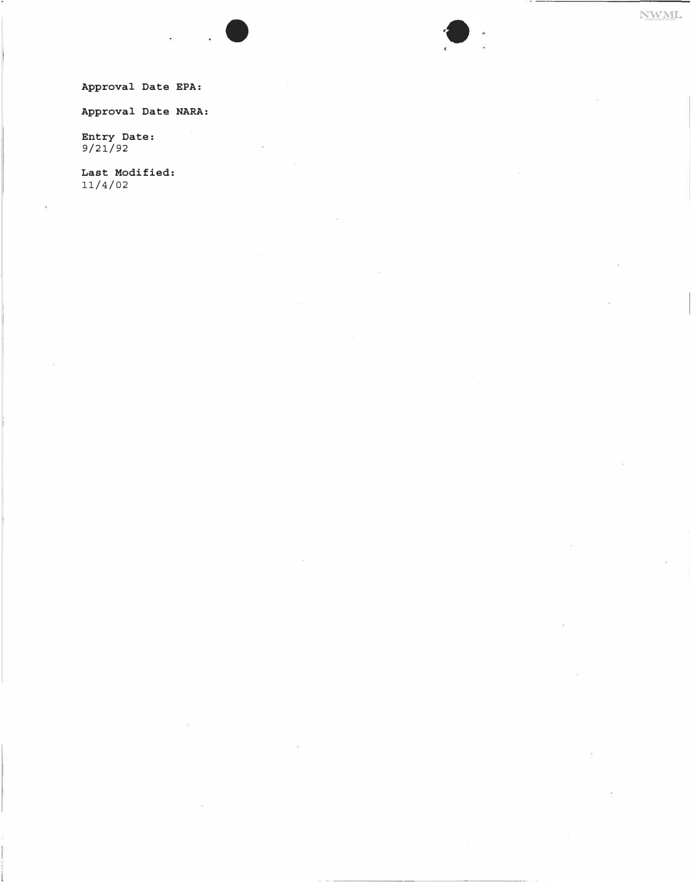**Approval Date EPA:**

**Approval Date NARA:**

**Entry Date:**
9/21/92

**Last Modified:**
11/4/02